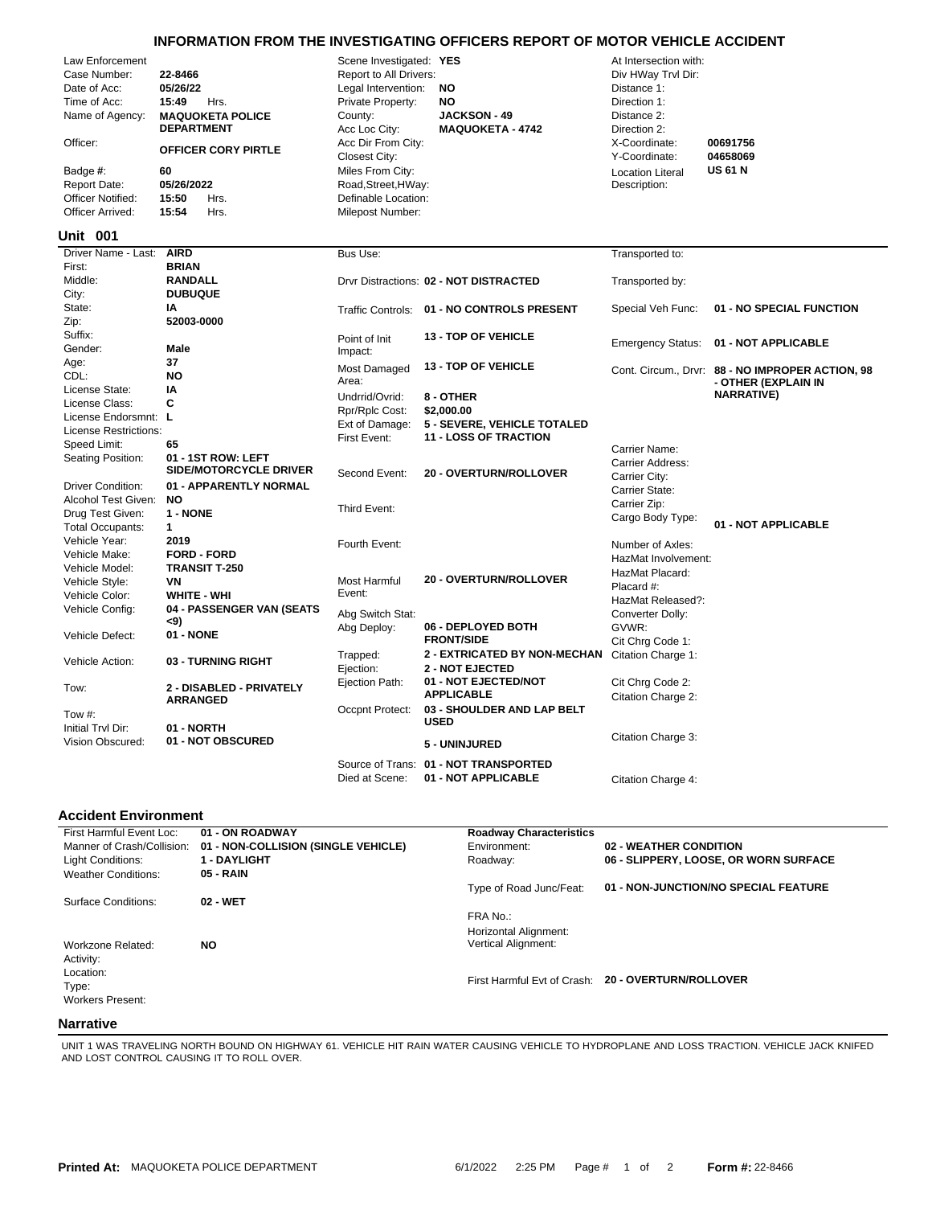# INFORMATION FROM THE INVESTIGATING OFFICERS REPORT OF MOTOR VEHICLE ACCIDENT

| Field | Value | Field | Value | Field | Value |
|---|---|---|---|---|---|
| Law Enforcement Case Number: | 22-8466 | Scene Investigated: | YES | At Intersection with: | |
| Date of Acc: | 05/26/22 | Report to All Drivers: | | Div HWay Trvl Dir: | |
| Time of Acc: | 15:49 Hrs. | Legal Intervention: | NO | Distance 1: | |
| Name of Agency: | MAQUOKETA POLICE DEPARTMENT | Private Property: | NO | Direction 1: | |
| | | County: | JACKSON - 49 | Distance 2: | |
| | | Acc Loc City: | MAQUOKETA - 4742 | Direction 2: | |
| Officer: | OFFICER CORY PIRTLE | Acc Dir From City: | | X-Coordinate: | 00691756 |
| | | Closest City: | | Y-Coordinate: | 04658069 |
| Badge #: | 60 | Miles From City: | | Location Literal Description: | US 61 N |
| Report Date: | 05/26/2022 | Road,Street,HWay: | | | |
| Officer Notified: | 15:50 Hrs. | Definable Location: | | | |
| Officer Arrived: | 15:54 Hrs. | Milepost Number: | | | |

## Unit 001

| Field | Value | Field | Value | Field | Value |
|---|---|---|---|---|---|
| Driver Name - Last: | AIRD | Bus Use: | | Transported to: | |
| First: | BRIAN | | | | |
| Middle: | RANDALL | Drvr Distractions: | 02 - NOT DISTRACTED | Transported by: | |
| City: | DUBUQUE | | | | |
| State: | IA | Traffic Controls: | 01 - NO CONTROLS PRESENT | Special Veh Func: | 01 - NO SPECIAL FUNCTION |
| Zip: | 52003-0000 | | | | |
| Suffix: | | Point of Init Impact: | 13 - TOP OF VEHICLE | Emergency Status: | 01 - NOT APPLICABLE |
| Gender: | Male | | | | |
| Age: | 37 | Most Damaged Area: | 13 - TOP OF VEHICLE | Cont. Circum., Drvr: | 88 - NO IMPROPER ACTION, 98 - OTHER (EXPLAIN IN NARRATIVE) |
| CDL: | NO | | | | |
| License State: | IA | Undrrid/Ovrid: | 8 - OTHER | | |
| License Class: | C | Rpr/Rplc Cost: | $2,000.00 | | |
| License Endorsmnt: | L | Ext of Damage: | 5 - SEVERE, VEHICLE TOTALED | | |
| License Restrictions: | | First Event: | 11 - LOSS OF TRACTION | | |
| Speed Limit: | 65 | | | Carrier Name: | |
| Seating Position: | 01 - 1ST ROW: LEFT SIDE/MOTORCYCLE DRIVER | Second Event: | 20 - OVERTURN/ROLLOVER | Carrier Address: | |
| | | | | Carrier City: | |
| Driver Condition: | 01 - APPARENTLY NORMAL | | | Carrier State: | |
| Alcohol Test Given: | NO | Third Event: | | Carrier Zip: | |
| Drug Test Given: | 1 - NONE | | | Cargo Body Type: | 01 - NOT APPLICABLE |
| Total Occupants: | 1 | | | | |
| Vehicle Year: | 2019 | Fourth Event: | | Number of Axles: | |
| Vehicle Make: | FORD - FORD | | | HazMat Involvement: | |
| Vehicle Model: | TRANSIT T-250 | | | HazMat Placard: | |
| Vehicle Style: | VN | Most Harmful Event: | 20 - OVERTURN/ROLLOVER | Placard #: | |
| Vehicle Color: | WHITE - WHI | | | HazMat Released?: | |
| Vehicle Config: | 04 - PASSENGER VAN (SEATS <9) | Abg Switch Stat: | | Converter Dolly: | |
| | | Abg Deploy: | 06 - DEPLOYED BOTH FRONT/SIDE | GVWR: | |
| Vehicle Defect: | 01 - NONE | | | Cit Chrg Code 1: | |
| Vehicle Action: | 03 - TURNING RIGHT | Trapped: | 2 - EXTRICATED BY NON-MECHAN | Citation Charge 1: | |
| | | Ejection: | 2 - NOT EJECTED | | |
| Tow: | 2 - DISABLED - PRIVATELY ARRANGED | Ejection Path: | 01 - NOT EJECTED/NOT APPLICABLE | Cit Chrg Code 2: | |
| | | | | Citation Charge 2: | |
| Tow #: | | Occpnt Protect: | 03 - SHOULDER AND LAP BELT USED | | |
| Initial Trvl Dir: | 01 - NORTH | | | | |
| Vision Obscured: | 01 - NOT OBSCURED | | 5 - UNINJURED | Citation Charge 3: | |
| | | Source of Trans: | 01 - NOT TRANSPORTED | | |
| | | Died at Scene: | 01 - NOT APPLICABLE | Citation Charge 4: | |

## Accident Environment

| Field | Value | Roadway Characteristics | |
|---|---|---|---|
| First Harmful Event Loc: | 01 - ON ROADWAY | | |
| Manner of Crash/Collision: | 01 - NON-COLLISION (SINGLE VEHICLE) | Environment: | 02 - WEATHER CONDITION |
| Light Conditions: | 1 - DAYLIGHT | Roadway: | 06 - SLIPPERY, LOOSE, OR WORN SURFACE |
| Weather Conditions: | 05 - RAIN | | |
| | | Type of Road Junc/Feat: | 01 - NON-JUNCTION/NO SPECIAL FEATURE |
| Surface Conditions: | 02 - WET | | |
| | | FRA No.: | |
| | | Horizontal Alignment: | |
| Workzone Related: | NO | Vertical Alignment: | |
| Activity: | | | |
| Location: | | | |
| Type: | | First Harmful Evt of Crash: | 20 - OVERTURN/ROLLOVER |
| Workers Present: | | | |

## Narrative

UNIT 1 WAS TRAVELING NORTH BOUND ON HIGHWAY 61. VEHICLE HIT RAIN WATER CAUSING VEHICLE TO HYDROPLANE AND LOSS TRACTION. VEHICLE JACK KNIFED AND LOST CONTROL CAUSING IT TO ROLL OVER.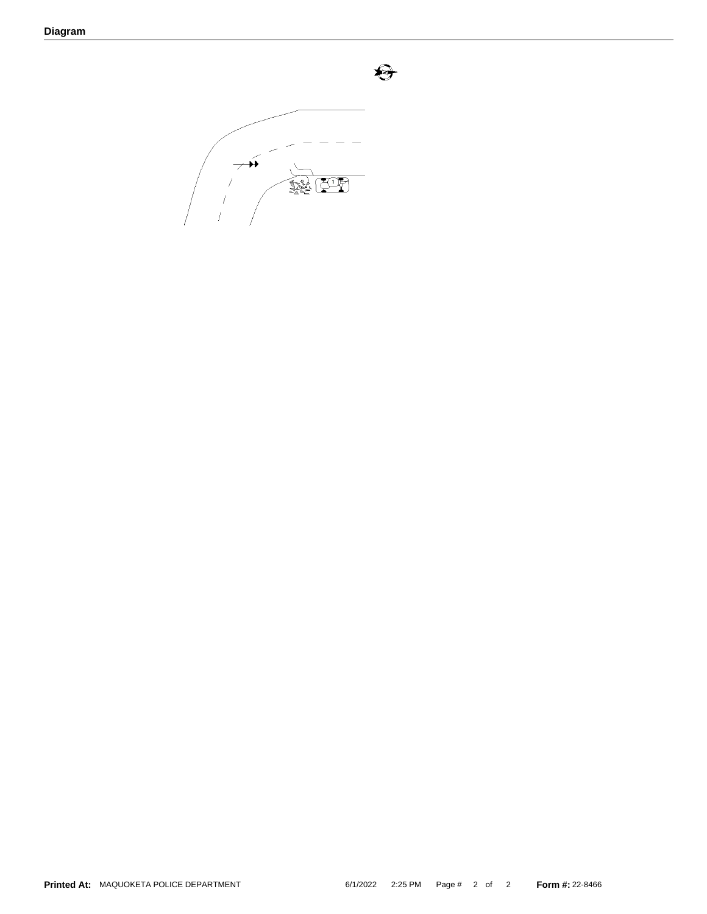**Diagram**

1

**Printed At:** MAQUOKETA POLICE DEPARTMENT 6/1/2022 2:25 PM **Form #:** 22-8466